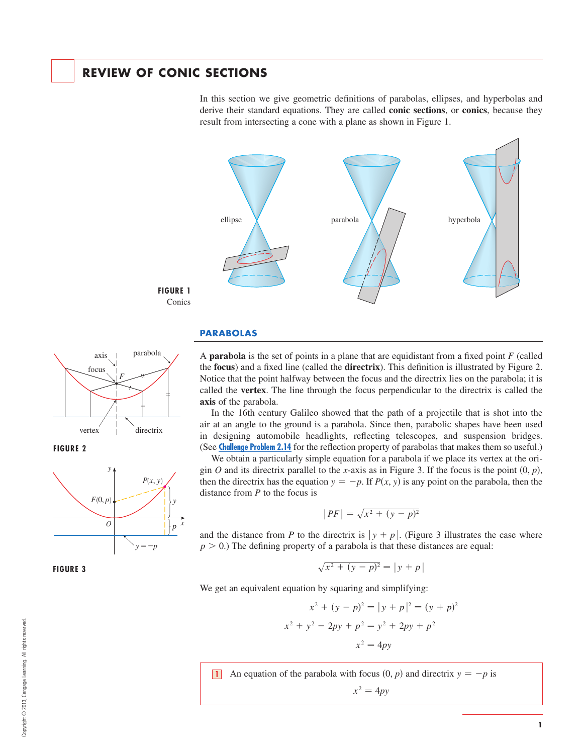# REVIEW OF CONIC SECTIONS

In this section we give geometric definitions of parabolas, ellipses, and hyperbolas and derive their standard equations. They are called **conic sections**, or **conics**, because they result from intersecting a cone with a plane as shown in Figure 1.

**FIGURE 1**
Conics

## PARABOLAS

A **parabola** is the set of points in a plane that are equidistant from a fixed point $F$ (called the **focus**) and a fixed line (called the **directrix**). This definition is illustrated by Figure 2. Notice that the point halfway between the focus and the directrix lies on the parabola; it is called the **vertex**. The line through the focus perpendicular to the directrix is called the **axis** of the parabola.

**FIGURE 2**

In the 16th century Galileo showed that the path of a projectile that is shot into the air at an angle to the ground is a parabola. Since then, parabolic shapes have been used in designing automobile headlights, reflecting telescopes, and suspension bridges. (See Challenge Problem 2.14 for the reflection property of parabolas that makes them so useful.)

We obtain a particularly simple equation for a parabola if we place its vertex at the origin $O$ and its directrix parallel to the $x$-axis as in Figure 3. If the focus is the point $(0, p)$, then the directrix has the equation $y = -p$. If $P(x, y)$ is any point on the parabola, then the distance from $P$ to the focus is

$$|PF| = \sqrt{x^2 + (y - p)^2}$$

**FIGURE 3**

and the distance from $P$ to the directrix is $|y + p|$. (Figure 3 illustrates the case where $p > 0$.) The defining property of a parabola is that these distances are equal:

$$\sqrt{x^2 + (y - p)^2} = |y + p|$$

We get an equivalent equation by squaring and simplifying:

$$x^2 + (y - p)^2 = |y + p|^2 = (y + p)^2$$

$$x^2 + y^2 - 2py + p^2 = y^2 + 2py + p^2$$

$$x^2 = 4py$$

**1** An equation of the parabola with focus $(0, p)$ and directrix $y = -p$ is

$$x^2 = 4py$$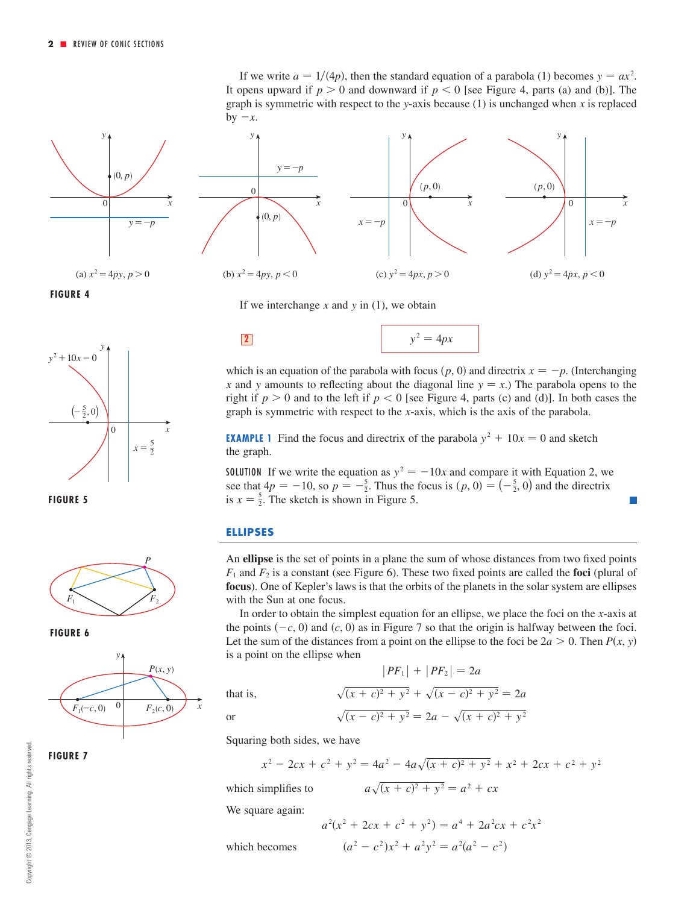If we write $a = 1/(4p)$, then the standard equation of a parabola (1) becomes $y = ax^2$. It opens upward if $p > 0$ and downward if $p < 0$ [see Figure 4, parts (a) and (b)]. The graph is symmetric with respect to the $y$-axis because (1) is unchanged when $x$ is replaced by $-x$.

(a) $x^2 = 4py$, $p > 0$ (b) $x^2 = 4py$, $p < 0$ (c) $y^2 = 4px$, $p > 0$ (d) $y^2 = 4px$, $p < 0$

**FIGURE 4**

If we interchange $x$ and $y$ in (1), we obtain

$$y^2 = 4px \tag{2}$$

which is an equation of the parabola with focus $(p, 0)$ and directrix $x = -p$. (Interchanging $x$ and $y$ amounts to reflecting about the diagonal line $y = x$.) The parabola opens to the right if $p > 0$ and to the left if $p < 0$ [see Figure 4, parts (c) and (d)]. In both cases the graph is symmetric with respect to the $x$-axis, which is the axis of the parabola.

**EXAMPLE 1** Find the focus and directrix of the parabola $y^2 + 10x = 0$ and sketch the graph.

SOLUTION If we write the equation as $y^2 = -10x$ and compare it with Equation 2, we see that $4p = -10$, so $p = -\frac{5}{2}$. Thus the focus is $(p, 0) = \left(-\frac{5}{2}, 0\right)$ and the directrix is $x = \frac{5}{2}$. The sketch is shown in Figure 5.

**FIGURE 5**

## ELLIPSES

An **ellipse** is the set of points in a plane the sum of whose distances from two fixed points $F_1$ and $F_2$ is a constant (see Figure 6). These two fixed points are called the **foci** (plural of **focus**). One of Kepler's laws is that the orbits of the planets in the solar system are ellipses with the Sun at one focus.

**FIGURE 6**

In order to obtain the simplest equation for an ellipse, we place the foci on the $x$-axis at the points $(-c, 0)$ and $(c, 0)$ as in Figure 7 so that the origin is halfway between the foci. Let the sum of the distances from a point on the ellipse to the foci be $2a > 0$. Then $P(x, y)$ is a point on the ellipse when

$$|PF_1| + |PF_2| = 2a$$

that is,

$$\sqrt{(x + c)^2 + y^2} + \sqrt{(x - c)^2 + y^2} = 2a$$

or

$$\sqrt{(x - c)^2 + y^2} = 2a - \sqrt{(x + c)^2 + y^2}$$

**FIGURE 7**

Squaring both sides, we have

$$x^2 - 2cx + c^2 + y^2 = 4a^2 - 4a\sqrt{(x + c)^2 + y^2} + x^2 + 2cx + c^2 + y^2$$

which simplifies to

$$a\sqrt{(x + c)^2 + y^2} = a^2 + cx$$

We square again:

$$a^2(x^2 + 2cx + c^2 + y^2) = a^4 + 2a^2cx + c^2x^2$$

which becomes

$$(a^2 - c^2)x^2 + a^2y^2 = a^2(a^2 - c^2)$$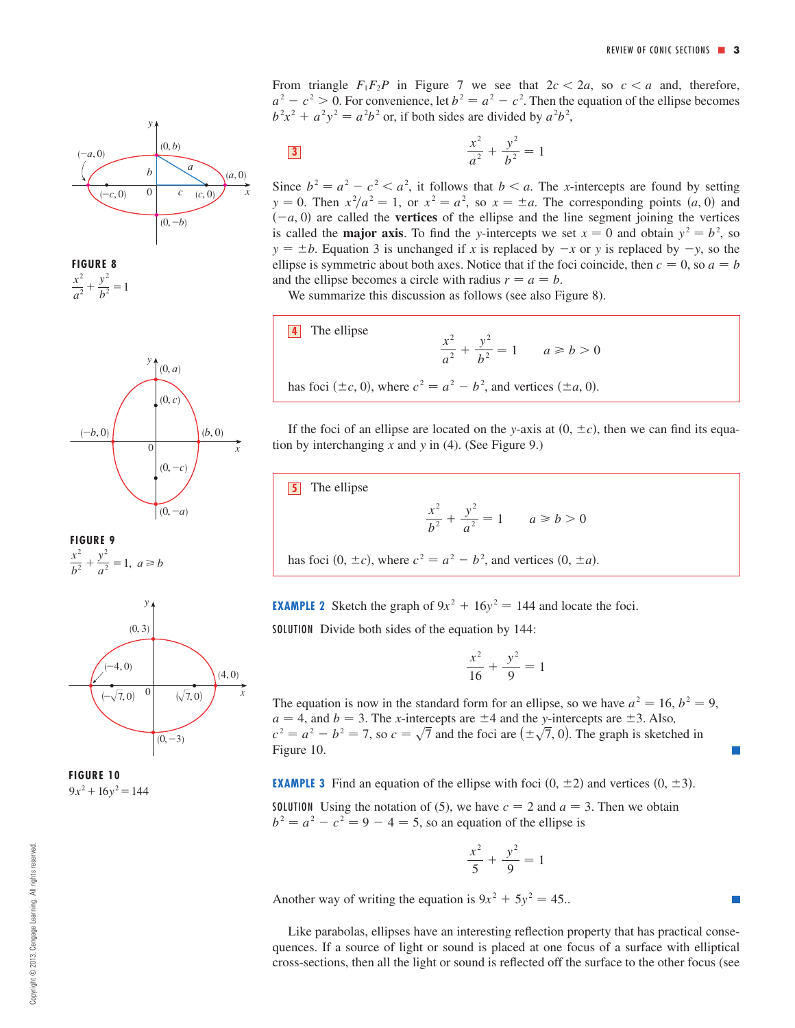From triangle $F_1F_2P$ in Figure 7 we see that $2c < 2a$, so $c < a$ and, therefore, $a^2 - c^2 > 0$. For convenience, let $b^2 = a^2 - c^2$. Then the equation of the ellipse becomes $b^2x^2 + a^2y^2 = a^2b^2$ or, if both sides are divided by $a^2b^2$,

**3**
$$\frac{x^2}{a^2} + \frac{y^2}{b^2} = 1$$

Since $b^2 = a^2 - c^2 < a^2$, it follows that $b < a$. The $x$-intercepts are found by setting $y = 0$. Then $x^2/a^2 = 1$, or $x^2 = a^2$, so $x = \pm a$. The corresponding points $(a, 0)$ and $(-a, 0)$ are called the **vertices** of the ellipse and the line segment joining the vertices is called the **major axis**. To find the $y$-intercepts we set $x = 0$ and obtain $y^2 = b^2$, so $y = \pm b$. Equation 3 is unchanged if $x$ is replaced by $-x$ or $y$ is replaced by $-y$, so the ellipse is symmetric about both axes. Notice that if the foci coincide, then $c = 0$, so $a = b$ and the ellipse becomes a circle with radius $r = a = b$.

We summarize this discussion as follows (see also Figure 8).

FIGURE 8
$\frac{x^2}{a^2} + \frac{y^2}{b^2} = 1$

**4** The ellipse

$$\frac{x^2}{a^2} + \frac{y^2}{b^2} = 1 \qquad a \geqslant b > 0$$

has foci $(\pm c, 0)$, where $c^2 = a^2 - b^2$, and vertices $(\pm a, 0)$.

If the foci of an ellipse are located on the $y$-axis at $(0, \pm c)$, then we can find its equation by interchanging $x$ and $y$ in (4). (See Figure 9.)

FIGURE 9
$\frac{x^2}{b^2} + \frac{y^2}{a^2} = 1, \ a \geqslant b$

**5** The ellipse

$$\frac{x^2}{b^2} + \frac{y^2}{a^2} = 1 \qquad a \geqslant b > 0$$

has foci $(0, \pm c)$, where $c^2 = a^2 - b^2$, and vertices $(0, \pm a)$.

**EXAMPLE 2** Sketch the graph of $9x^2 + 16y^2 = 144$ and locate the foci.

SOLUTION Divide both sides of the equation by 144:

$$\frac{x^2}{16} + \frac{y^2}{9} = 1$$

The equation is now in the standard form for an ellipse, so we have $a^2 = 16$, $b^2 = 9$, $a = 4$, and $b = 3$. The $x$-intercepts are $\pm 4$ and the $y$-intercepts are $\pm 3$. Also, $c^2 = a^2 - b^2 = 7$, so $c = \sqrt{7}$ and the foci are $(\pm\sqrt{7}, 0)$. The graph is sketched in Figure 10. ■

FIGURE 10
$9x^2 + 16y^2 = 144$

**EXAMPLE 3** Find an equation of the ellipse with foci $(0, \pm 2)$ and vertices $(0, \pm 3)$.

SOLUTION Using the notation of (5), we have $c = 2$ and $a = 3$. Then we obtain $b^2 = a^2 - c^2 = 9 - 4 = 5$, so an equation of the ellipse is

$$\frac{x^2}{5} + \frac{y^2}{9} = 1$$

Another way of writing the equation is $9x^2 + 5y^2 = 45$.. ■

Like parabolas, ellipses have an interesting reflection property that has practical consequences. If a source of light or sound is placed at one focus of a surface with elliptical cross-sections, then all the light or sound is reflected off the surface to the other focus (see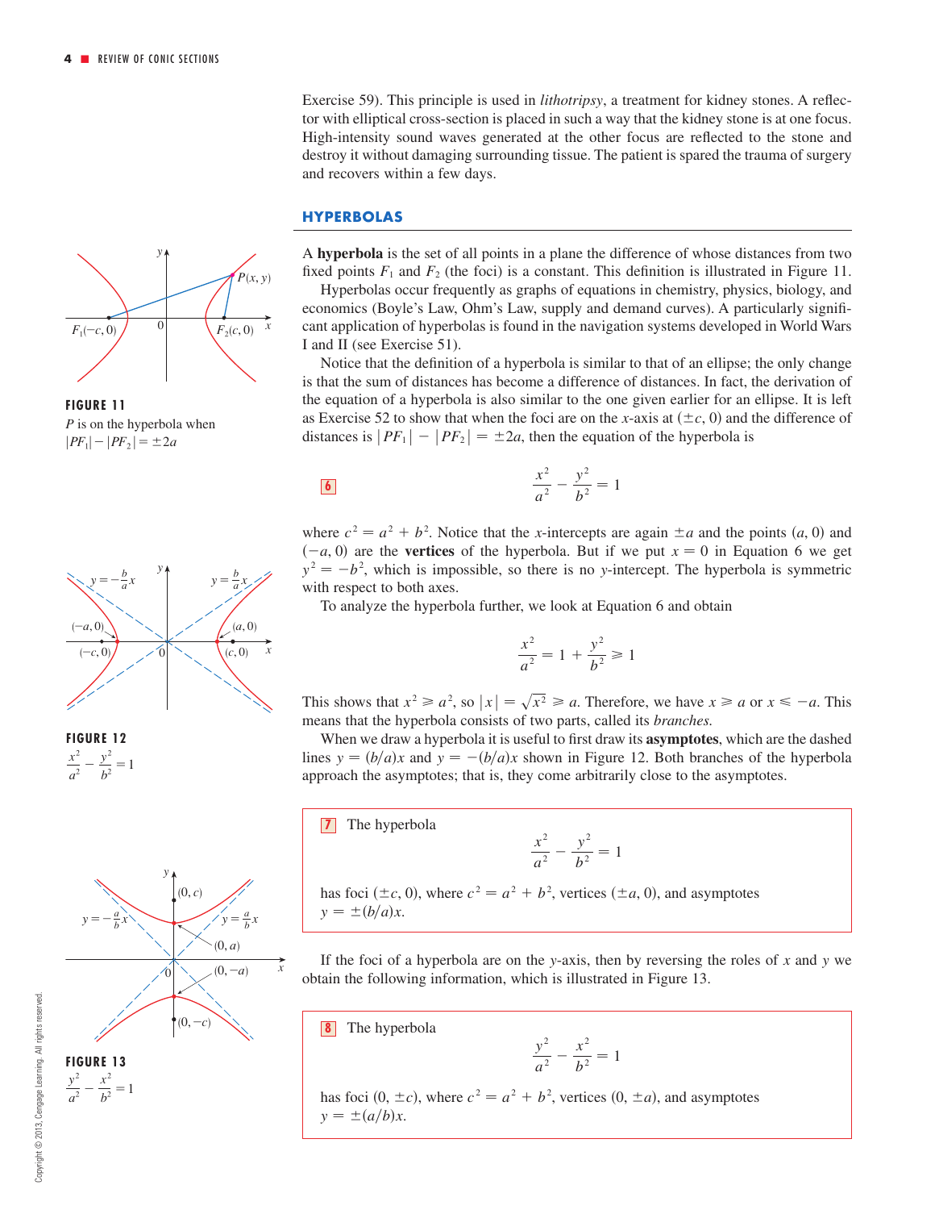Exercise 59). This principle is used in *lithotripsy*, a treatment for kidney stones. A reflector with elliptical cross-section is placed in such a way that the kidney stone is at one focus. High-intensity sound waves generated at the other focus are reflected to the stone and destroy it without damaging surrounding tissue. The patient is spared the trauma of surgery and recovers within a few days.

## HYPERBOLAS

A **hyperbola** is the set of all points in a plane the difference of whose distances from two fixed points $F_1$ and $F_2$ (the foci) is a constant. This definition is illustrated in Figure 11.

**FIGURE 11**
$P$ is on the hyperbola when $|PF_1| - |PF_2| = \pm 2a$

Hyperbolas occur frequently as graphs of equations in chemistry, physics, biology, and economics (Boyle's Law, Ohm's Law, supply and demand curves). A particularly significant application of hyperbolas is found in the navigation systems developed in World Wars I and II (see Exercise 51).

Notice that the definition of a hyperbola is similar to that of an ellipse; the only change is that the sum of distances has become a difference of distances. In fact, the derivation of the equation of a hyperbola is also similar to the one given earlier for an ellipse. It is left as Exercise 52 to show that when the foci are on the $x$-axis at $(\pm c, 0)$ and the difference of distances is $|PF_1| - |PF_2| = \pm 2a$, then the equation of the hyperbola is

**6**
$$\frac{x^2}{a^2} - \frac{y^2}{b^2} = 1$$

where $c^2 = a^2 + b^2$. Notice that the $x$-intercepts are again $\pm a$ and the points $(a, 0)$ and $(-a, 0)$ are the **vertices** of the hyperbola. But if we put $x = 0$ in Equation 6 we get $y^2 = -b^2$, which is impossible, so there is no $y$-intercept. The hyperbola is symmetric with respect to both axes.

To analyze the hyperbola further, we look at Equation 6 and obtain

$$\frac{x^2}{a^2} = 1 + \frac{y^2}{b^2} \geqslant 1$$

This shows that $x^2 \geqslant a^2$, so $|x| = \sqrt{x^2} \geqslant a$. Therefore, we have $x \geqslant a$ or $x \leqslant -a$. This means that the hyperbola consists of two parts, called its *branches*.

**FIGURE 12**
$\dfrac{x^2}{a^2} - \dfrac{y^2}{b^2} = 1$

When we draw a hyperbola it is useful to first draw its **asymptotes**, which are the dashed lines $y = (b/a)x$ and $y = -(b/a)x$ shown in Figure 12. Both branches of the hyperbola approach the asymptotes; that is, they come arbitrarily close to the asymptotes.

> **7** The hyperbola
> $$\frac{x^2}{a^2} - \frac{y^2}{b^2} = 1$$
> has foci $(\pm c, 0)$, where $c^2 = a^2 + b^2$, vertices $(\pm a, 0)$, and asymptotes $y = \pm(b/a)x$.

If the foci of a hyperbola are on the $y$-axis, then by reversing the roles of $x$ and $y$ we obtain the following information, which is illustrated in Figure 13.

> **8** The hyperbola
> $$\frac{y^2}{a^2} - \frac{x^2}{b^2} = 1$$
> has foci $(0, \pm c)$, where $c^2 = a^2 + b^2$, vertices $(0, \pm a)$, and asymptotes $y = \pm(a/b)x$.

**FIGURE 13**
$\dfrac{y^2}{a^2} - \dfrac{x^2}{b^2} = 1$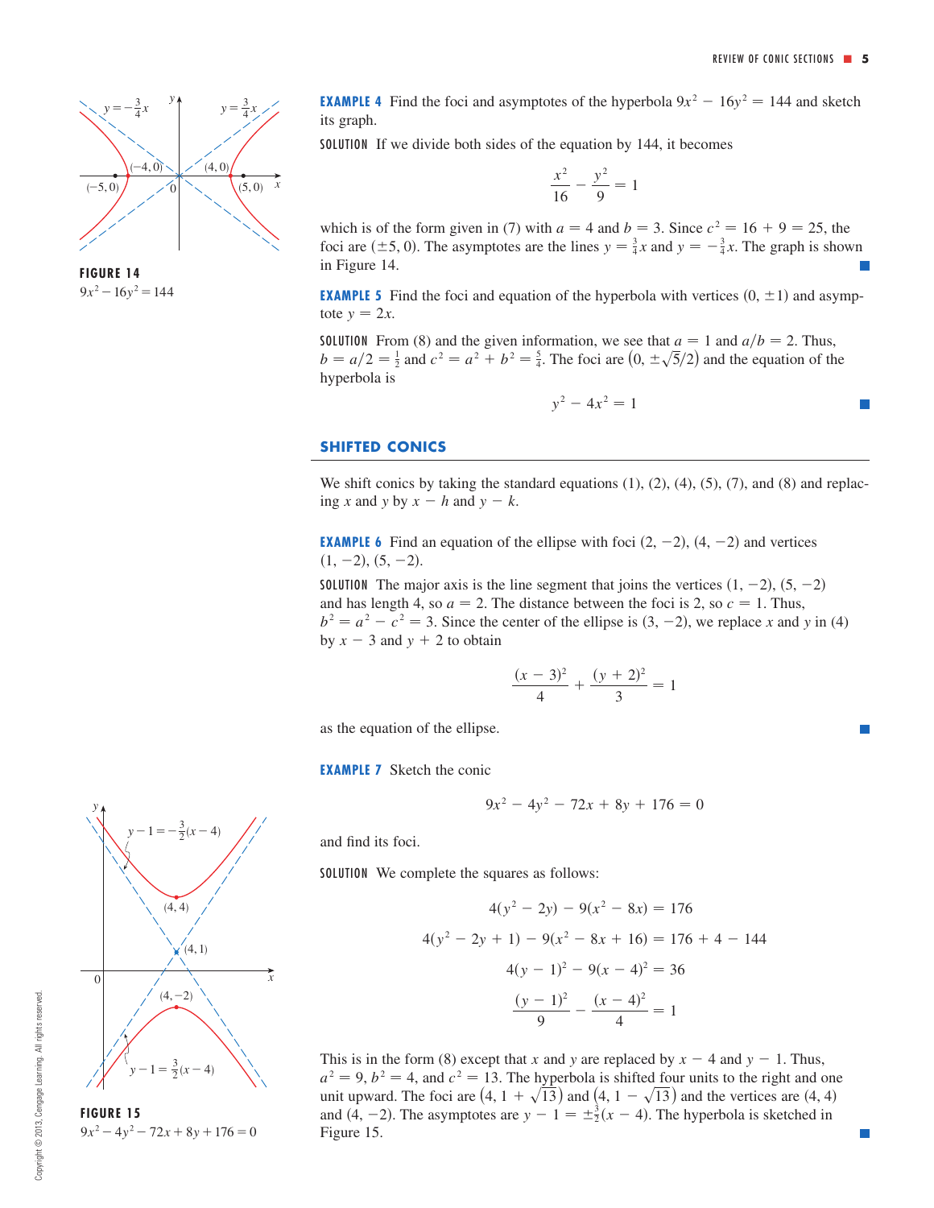**EXAMPLE 4** Find the foci and asymptotes of the hyperbola $9x^2 - 16y^2 = 144$ and sketch its graph.

SOLUTION If we divide both sides of the equation by 144, it becomes

$$\frac{x^2}{16} - \frac{y^2}{9} = 1$$

which is of the form given in (7) with $a = 4$ and $b = 3$. Since $c^2 = 16 + 9 = 25$, the foci are $(\pm 5, 0)$. The asymptotes are the lines $y = \frac{3}{4}x$ and $y = -\frac{3}{4}x$. The graph is shown in Figure 14. ■

FIGURE 14
$9x^2 - 16y^2 = 144$

**EXAMPLE 5** Find the foci and equation of the hyperbola with vertices $(0, \pm 1)$ and asymptote $y = 2x$.

SOLUTION From (8) and the given information, we see that $a = 1$ and $a/b = 2$. Thus, $b = a/2 = \frac{1}{2}$ and $c^2 = a^2 + b^2 = \frac{5}{4}$. The foci are $\left(0, \pm\sqrt{5}/2\right)$ and the equation of the hyperbola is

$$y^2 - 4x^2 = 1$$

■

## SHIFTED CONICS

We shift conics by taking the standard equations (1), (2), (4), (5), (7), and (8) and replacing $x$ and $y$ by $x - h$ and $y - k$.

**EXAMPLE 6** Find an equation of the ellipse with foci $(2, -2)$, $(4, -2)$ and vertices $(1, -2)$, $(5, -2)$.

SOLUTION The major axis is the line segment that joins the vertices $(1, -2)$, $(5, -2)$ and has length 4, so $a = 2$. The distance between the foci is 2, so $c = 1$. Thus, $b^2 = a^2 - c^2 = 3$. Since the center of the ellipse is $(3, -2)$, we replace $x$ and $y$ in (4) by $x - 3$ and $y + 2$ to obtain

$$\frac{(x - 3)^2}{4} + \frac{(y + 2)^2}{3} = 1$$

as the equation of the ellipse. ■

**EXAMPLE 7** Sketch the conic

$$9x^2 - 4y^2 - 72x + 8y + 176 = 0$$

and find its foci.

SOLUTION We complete the squares as follows:

$$4(y^2 - 2y) - 9(x^2 - 8x) = 176$$

$$4(y^2 - 2y + 1) - 9(x^2 - 8x + 16) = 176 + 4 - 144$$

$$4(y - 1)^2 - 9(x - 4)^2 = 36$$

$$\frac{(y - 1)^2}{9} - \frac{(x - 4)^2}{4} = 1$$

This is in the form (8) except that $x$ and $y$ are replaced by $x - 4$ and $y - 1$. Thus, $a^2 = 9$, $b^2 = 4$, and $c^2 = 13$. The hyperbola is shifted four units to the right and one unit upward. The foci are $\left(4, 1 + \sqrt{13}\right)$ and $\left(4, 1 - \sqrt{13}\right)$ and the vertices are $(4, 4)$ and $(4, -2)$. The asymptotes are $y - 1 = \pm\frac{3}{2}(x - 4)$. The hyperbola is sketched in Figure 15. ■

FIGURE 15
$9x^2 - 4y^2 - 72x + 8y + 176 = 0$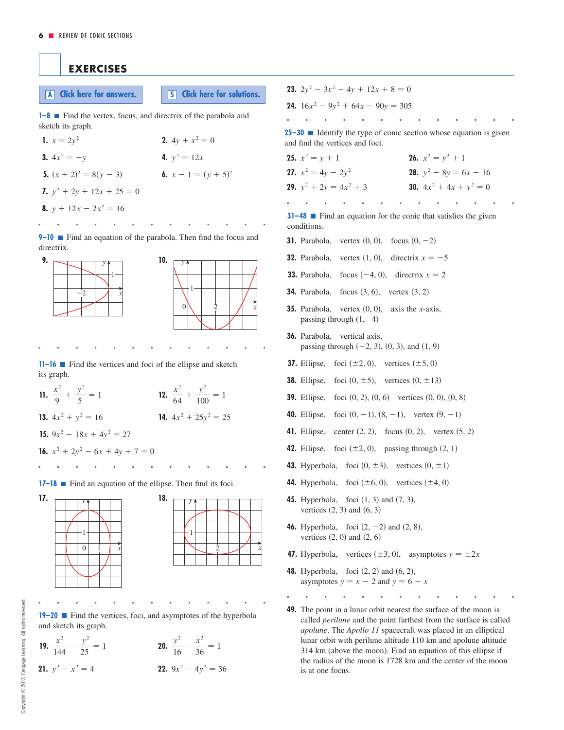## EXERCISES

**A** Click here for answers. **S** Click here for solutions.

**1–8** ■ Find the vertex, focus, and directrix of the parabola and sketch its graph.

**1.** $x = 2y^2$

**2.** $4y + x^2 = 0$

**3.** $4x^2 = -y$

**4.** $y^2 = 12x$

**5.** $(x + 2)^2 = 8(y - 3)$

**6.** $x - 1 = (y + 5)^2$

**7.** $y^2 + 2y + 12x + 25 = 0$

**8.** $y + 12x - 2x^2 = 16$

**9–10** ■ Find an equation of the parabola. Then find the focus and directrix.

**9.**

**10.**

**11–16** ■ Find the vertices and foci of the ellipse and sketch its graph.

**11.** $\dfrac{x^2}{9} + \dfrac{y^2}{5} = 1$

**12.** $\dfrac{x^2}{64} + \dfrac{y^2}{100} = 1$

**13.** $4x^2 + y^2 = 16$

**14.** $4x^2 + 25y^2 = 25$

**15.** $9x^2 - 18x + 4y^2 = 27$

**16.** $x^2 + 2y^2 - 6x + 4y + 7 = 0$

**17–18** ■ Find an equation of the ellipse. Then find its foci.

**17.**

**18.**

**19–20** ■ Find the vertices, foci, and asymptotes of the hyperbola and sketch its graph.

**19.** $\dfrac{x^2}{144} - \dfrac{y^2}{25} = 1$

**20.** $\dfrac{y^2}{16} - \dfrac{x^2}{36} = 1$

**21.** $y^2 - x^2 = 4$

**22.** $9x^2 - 4y^2 = 36$

**23.** $2y^2 - 3x^2 - 4y + 12x + 8 = 0$

**24.** $16x^2 - 9y^2 + 64x - 90y = 305$

**25–30** ■ Identify the type of conic section whose equation is given and find the vertices and foci.

**25.** $x^2 = y + 1$

**26.** $x^2 = y^2 + 1$

**27.** $x^2 = 4y - 2y^2$

**28.** $y^2 - 8y = 6x - 16$

**29.** $y^2 + 2y = 4x^2 + 3$

**30.** $4x^2 + 4x + y^2 = 0$

**31–48** ■ Find an equation for the conic that satisfies the given conditions.

**31.** Parabola, vertex $(0, 0)$, focus $(0, -2)$

**32.** Parabola, vertex $(1, 0)$, directrix $x = -5$

**33.** Parabola, focus $(-4, 0)$, directrix $x = 2$

**34.** Parabola, focus $(3, 6)$, vertex $(3, 2)$

**35.** Parabola, vertex $(0, 0)$, axis the $x$-axis, passing through $(1, -4)$

**36.** Parabola, vertical axis, passing through $(-2, 3)$, $(0, 3)$, and $(1, 9)$

**37.** Ellipse, foci $(\pm 2, 0)$, vertices $(\pm 5, 0)$

**38.** Ellipse, foci $(0, \pm 5)$, vertices $(0, \pm 13)$

**39.** Ellipse, foci $(0, 2)$, $(0, 6)$ vertices $(0, 0)$, $(0, 8)$

**40.** Ellipse, foci $(0, -1)$, $(8, -1)$, vertex $(9, -1)$

**41.** Ellipse, center $(2, 2)$, focus $(0, 2)$, vertex $(5, 2)$

**42.** Ellipse, foci $(\pm 2, 0)$, passing through $(2, 1)$

**43.** Hyperbola, foci $(0, \pm 3)$, vertices $(0, \pm 1)$

**44.** Hyperbola, foci $(\pm 6, 0)$, vertices $(\pm 4, 0)$

**45.** Hyperbola, foci $(1, 3)$ and $(7, 3)$, vertices $(2, 3)$ and $(6, 3)$

**46.** Hyperbola, foci $(2, -2)$ and $(2, 8)$, vertices $(2, 0)$ and $(2, 6)$

**47.** Hyperbola, vertices $(\pm 3, 0)$, asymptotes $y = \pm 2x$

**48.** Hyperbola, foci $(2, 2)$ and $(6, 2)$, asymptotes $y = x - 2$ and $y = 6 - x$

**49.** The point in a lunar orbit nearest the surface of the moon is called *perilune* and the point farthest from the surface is called *apolune*. The *Apollo 11* spacecraft was placed in an elliptical lunar orbit with perilune altitude 110 km and apolune altitude 314 km (above the moon). Find an equation of this ellipse if the radius of the moon is 1728 km and the center of the moon is at one focus.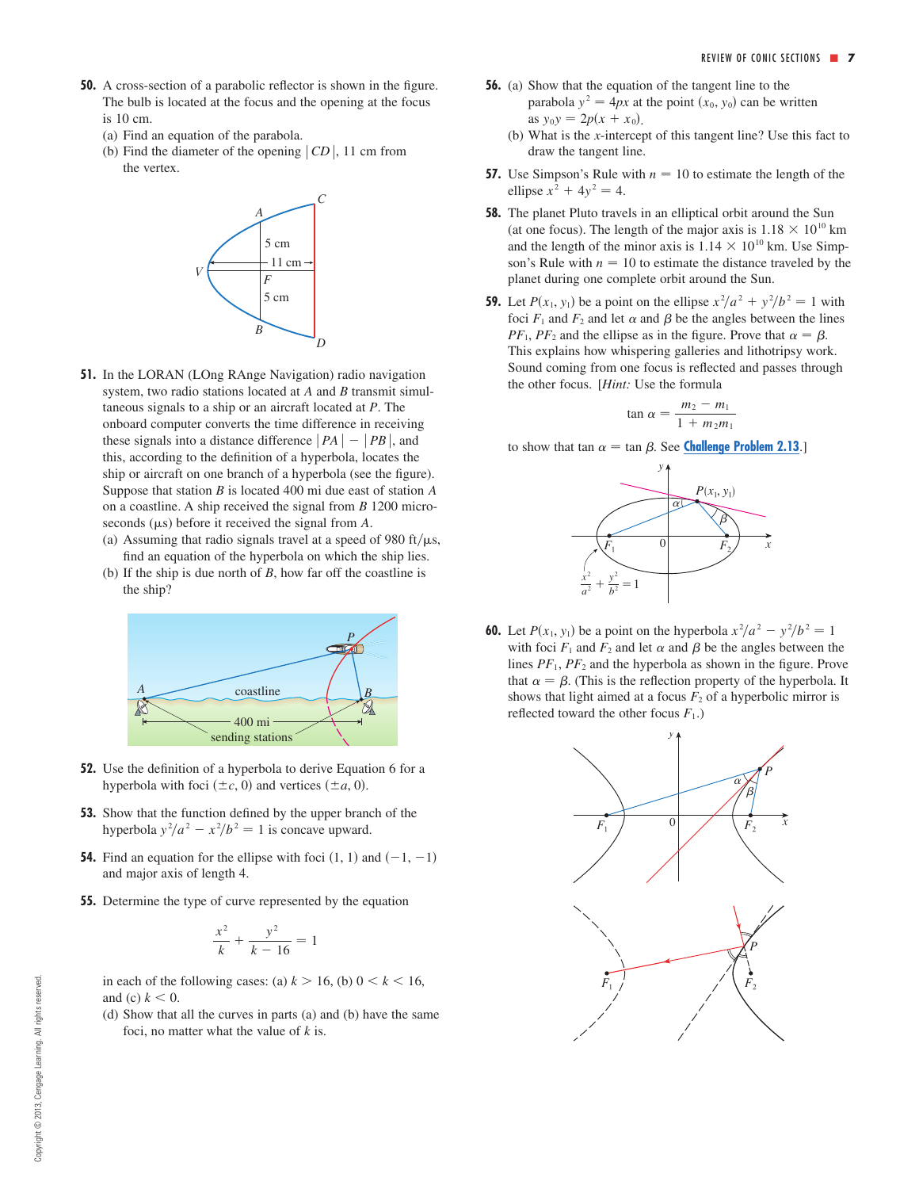**50.** A cross-section of a parabolic reflector is shown in the figure. The bulb is located at the focus and the opening at the focus is 10 cm.

(a) Find an equation of the parabola.

(b) Find the diameter of the opening $|CD|$, 11 cm from the vertex.

**51.** In the LORAN (LOng RAnge Navigation) radio navigation system, two radio stations located at $A$ and $B$ transmit simultaneous signals to a ship or an aircraft located at $P$. The onboard computer converts the time difference in receiving these signals into a distance difference $|PA| - |PB|$, and this, according to the definition of a hyperbola, locates the ship or aircraft on one branch of a hyperbola (see the figure). Suppose that station $B$ is located 400 mi due east of station $A$ on a coastline. A ship received the signal from $B$ 1200 microseconds ($\mu$s) before it received the signal from $A$.

(a) Assuming that radio signals travel at a speed of 980 ft/$\mu$s, find an equation of the hyperbola on which the ship lies.

(b) If the ship is due north of $B$, how far off the coastline is the ship?

**52.** Use the definition of a hyperbola to derive Equation 6 for a hyperbola with foci $(\pm c, 0)$ and vertices $(\pm a, 0)$.

**53.** Show that the function defined by the upper branch of the hyperbola $y^2/a^2 - x^2/b^2 = 1$ is concave upward.

**54.** Find an equation for the ellipse with foci $(1, 1)$ and $(-1, -1)$ and major axis of length 4.

**55.** Determine the type of curve represented by the equation

$$\frac{x^2}{k} + \frac{y^2}{k - 16} = 1$$

in each of the following cases: (a) $k > 16$, (b) $0 < k < 16$, and (c) $k < 0$.

(d) Show that all the curves in parts (a) and (b) have the same foci, no matter what the value of $k$ is.

**56.** (a) Show that the equation of the tangent line to the parabola $y^2 = 4px$ at the point $(x_0, y_0)$ can be written as $y_0 y = 2p(x + x_0)$.

(b) What is the $x$-intercept of this tangent line? Use this fact to draw the tangent line.

**57.** Use Simpson's Rule with $n = 10$ to estimate the length of the ellipse $x^2 + 4y^2 = 4$.

**58.** The planet Pluto travels in an elliptical orbit around the Sun (at one focus). The length of the major axis is $1.18 \times 10^{10}$ km and the length of the minor axis is $1.14 \times 10^{10}$ km. Use Simpson's Rule with $n = 10$ to estimate the distance traveled by the planet during one complete orbit around the Sun.

**59.** Let $P(x_1, y_1)$ be a point on the ellipse $x^2/a^2 + y^2/b^2 = 1$ with foci $F_1$ and $F_2$ and let $\alpha$ and $\beta$ be the angles between the lines $PF_1$, $PF_2$ and the ellipse as in the figure. Prove that $\alpha = \beta$. This explains how whispering galleries and lithotripsy work. Sound coming from one focus is reflected and passes through the other focus. [*Hint:* Use the formula

$$\tan \alpha = \frac{m_2 - m_1}{1 + m_2 m_1}$$

to show that $\tan \alpha = \tan \beta$. See **Challenge Problem 2.13**.]

**60.** Let $P(x_1, y_1)$ be a point on the hyperbola $x^2/a^2 - y^2/b^2 = 1$ with foci $F_1$ and $F_2$ and let $\alpha$ and $\beta$ be the angles between the lines $PF_1$, $PF_2$ and the hyperbola as shown in the figure. Prove that $\alpha = \beta$. (This is the reflection property of the hyperbola. It shows that light aimed at a focus $F_2$ of a hyperbolic mirror is reflected toward the other focus $F_1$.)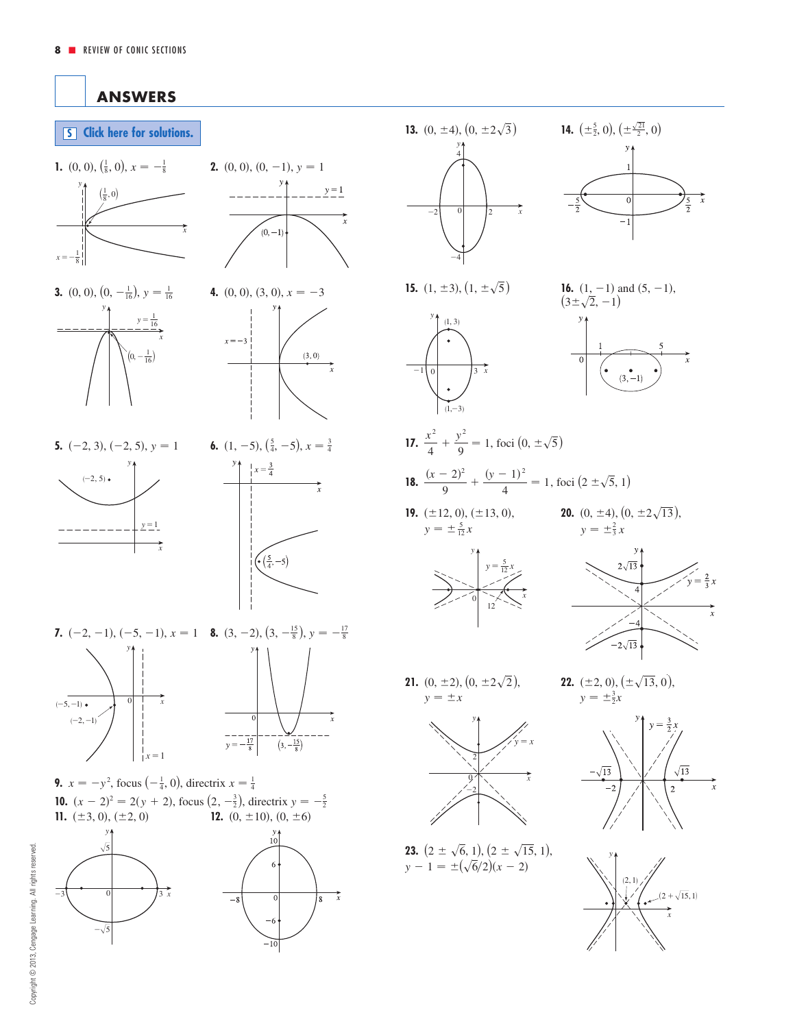## ANSWERS

**S** Click here for solutions.

**1.** $(0, 0)$, $\left(\frac{1}{8}, 0\right)$, $x = -\frac{1}{8}$

**2.** $(0, 0)$, $(0, -1)$, $y = 1$

**3.** $(0, 0)$, $\left(0, -\frac{1}{16}\right)$, $y = \frac{1}{16}$

**4.** $(0, 0)$, $(3, 0)$, $x = -3$

**5.** $(-2, 3)$, $(-2, 5)$, $y = 1$

**6.** $(1, -5)$, $\left(\frac{5}{4}, -5\right)$, $x = \frac{3}{4}$

**7.** $(-2, -1)$, $(-5, -1)$, $x = 1$

**8.** $(3, -2)$, $\left(3, -\frac{15}{8}\right)$, $y = -\frac{17}{8}$

**9.** $x = -y^2$, focus $\left(-\frac{1}{4}, 0\right)$, directrix $x = \frac{1}{4}$

**10.** $(x - 2)^2 = 2(y + 2)$, focus $\left(2, -\frac{3}{2}\right)$, directrix $y = -\frac{5}{2}$

**11.** $(\pm 3, 0)$, $(\pm 2, 0)$

**12.** $(0, \pm 10)$, $(0, \pm 6)$

**13.** $(0, \pm 4)$, $\left(0, \pm 2\sqrt{3}\right)$

**14.** $\left(\pm\frac{5}{2}, 0\right)$, $\left(\pm\frac{\sqrt{21}}{2}, 0\right)$

**15.** $(1, \pm 3)$, $\left(1, \pm\sqrt{5}\right)$

**16.** $(1, -1)$ and $(5, -1)$, $\left(3 \pm \sqrt{2}, -1\right)$

**17.** $\dfrac{x^2}{4} + \dfrac{y^2}{9} = 1$, foci $\left(0, \pm\sqrt{5}\right)$

**18.** $\dfrac{(x - 2)^2}{9} + \dfrac{(y - 1)^2}{4} = 1$, foci $\left(2 \pm \sqrt{5}, 1\right)$

**19.** $(\pm 12, 0)$, $(\pm 13, 0)$, $y = \pm\frac{5}{12}x$

**20.** $(0, \pm 4)$, $\left(0, \pm 2\sqrt{13}\right)$, $y = \pm\frac{2}{3}x$

**21.** $(0, \pm 2)$, $\left(0, \pm 2\sqrt{2}\right)$, $y = \pm x$

**22.** $(\pm 2, 0)$, $\left(\pm\sqrt{13}, 0\right)$, $y = \pm\frac{3}{2}x$

**23.** $\left(2 \pm \sqrt{6}, 1\right)$, $\left(2 \pm \sqrt{15}, 1\right)$, $y - 1 = \pm\left(\sqrt{6}/2\right)(x - 2)$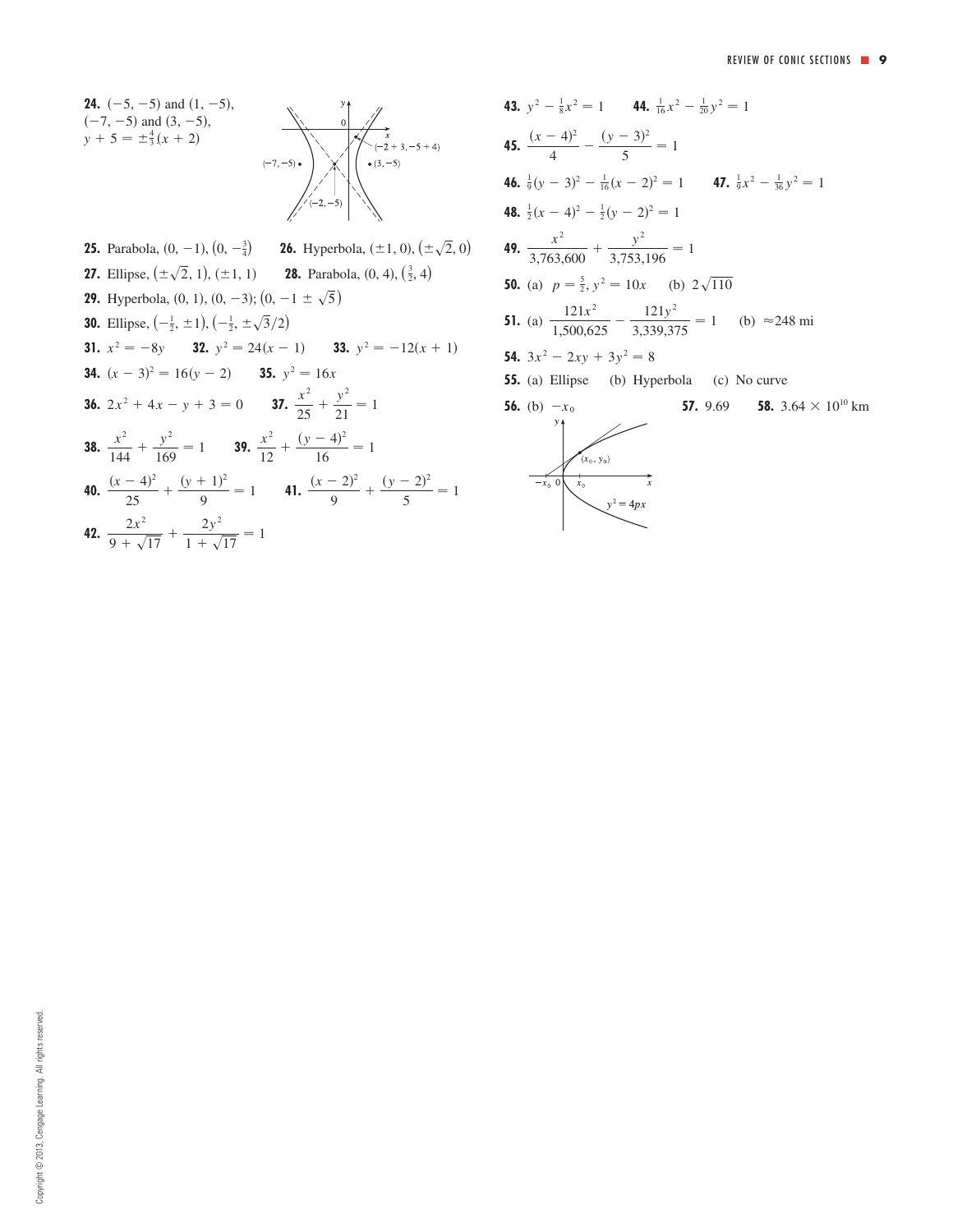**24.** $(-5, -5)$ and $(1, -5)$, $(-7, -5)$ and $(3, -5)$, $y + 5 = \pm\frac{4}{3}(x + 2)$

**25.** Parabola, $(0, -1)$, $\left(0, -\frac{3}{4}\right)$ **26.** Hyperbola, $(\pm 1, 0)$, $\left(\pm\sqrt{2}, 0\right)$

**27.** Ellipse, $\left(\pm\sqrt{2}, 1\right)$, $(\pm 1, 1)$ **28.** Parabola, $(0, 4)$, $\left(\frac{3}{2}, 4\right)$

**29.** Hyperbola, $(0, 1)$, $(0, -3)$; $\left(0, -1 \pm \sqrt{5}\right)$

**30.** Ellipse, $\left(-\frac{1}{2}, \pm 1\right)$, $\left(-\frac{1}{2}, \pm\sqrt{3}/2\right)$

**31.** $x^2 = -8y$ **32.** $y^2 = 24(x - 1)$ **33.** $y^2 = -12(x + 1)$

**34.** $(x - 3)^2 = 16(y - 2)$ **35.** $y^2 = 16x$

**36.** $2x^2 + 4x - y + 3 = 0$ **37.** $\dfrac{x^2}{25} + \dfrac{y^2}{21} = 1$

**38.** $\dfrac{x^2}{144} + \dfrac{y^2}{169} = 1$ **39.** $\dfrac{x^2}{12} + \dfrac{(y - 4)^2}{16} = 1$

**40.** $\dfrac{(x - 4)^2}{25} + \dfrac{(y + 1)^2}{9} = 1$ **41.** $\dfrac{(x - 2)^2}{9} + \dfrac{(y - 2)^2}{5} = 1$

**42.** $\dfrac{2x^2}{9 + \sqrt{17}} + \dfrac{2y^2}{1 + \sqrt{17}} = 1$

**43.** $y^2 - \frac{1}{8}x^2 = 1$ **44.** $\frac{1}{16}x^2 - \frac{1}{20}y^2 = 1$

**45.** $\dfrac{(x - 4)^2}{4} - \dfrac{(y - 3)^2}{5} = 1$

**46.** $\frac{1}{9}(y - 3)^2 - \frac{1}{16}(x - 2)^2 = 1$ **47.** $\frac{1}{9}x^2 - \frac{1}{36}y^2 = 1$

**48.** $\frac{1}{2}(x - 4)^2 - \frac{1}{2}(y - 2)^2 = 1$

**49.** $\dfrac{x^2}{3{,}763{,}600} + \dfrac{y^2}{3{,}753{,}196} = 1$

**50.** (a) $p = \frac{5}{2}$, $y^2 = 10x$ (b) $2\sqrt{110}$

**51.** (a) $\dfrac{121x^2}{1{,}500{,}625} - \dfrac{121y^2}{3{,}339{,}375} = 1$ (b) $\approx 248$ mi

**54.** $3x^2 - 2xy + 3y^2 = 8$

**55.** (a) Ellipse (b) Hyperbola (c) No curve

**56.** (b) $-x_0$ **57.** 9.69 **58.** $3.64 \times 10^{10}$ km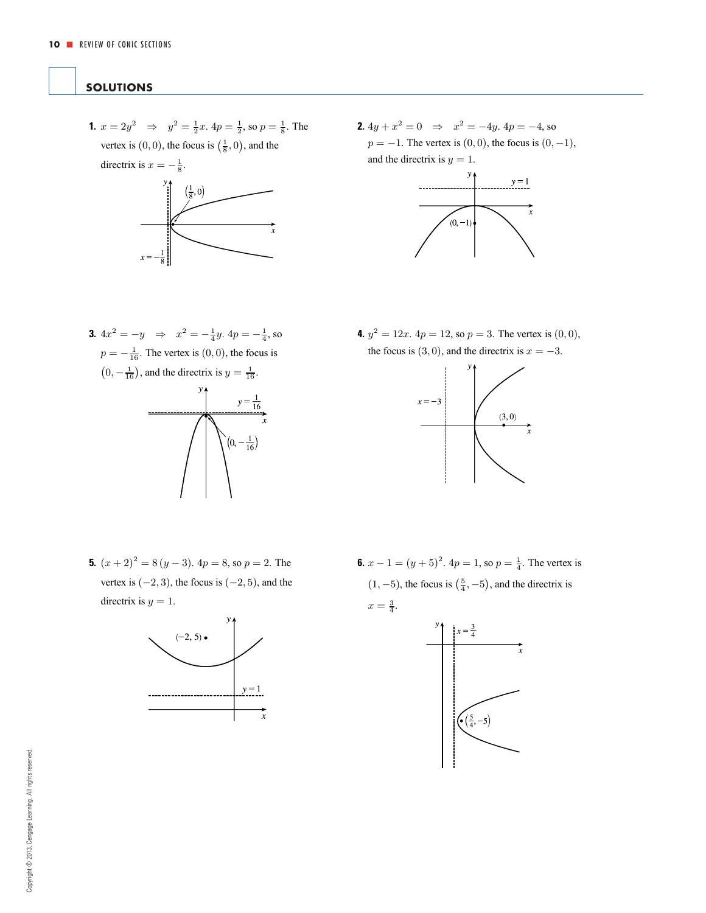## SOLUTIONS

**1.** $x = 2y^2 \;\Rightarrow\; y^2 = \frac{1}{2}x$. $4p = \frac{1}{2}$, so $p = \frac{1}{8}$. The vertex is $(0, 0)$, the focus is $\left(\frac{1}{8}, 0\right)$, and the directrix is $x = -\frac{1}{8}$.

**2.** $4y + x^2 = 0 \;\Rightarrow\; x^2 = -4y$. $4p = -4$, so $p = -1$. The vertex is $(0, 0)$, the focus is $(0, -1)$, and the directrix is $y = 1$.

**3.** $4x^2 = -y \;\Rightarrow\; x^2 = -\frac{1}{4}y$. $4p = -\frac{1}{4}$, so $p = -\frac{1}{16}$. The vertex is $(0, 0)$, the focus is $\left(0, -\frac{1}{16}\right)$, and the directrix is $y = \frac{1}{16}$.

**4.** $y^2 = 12x$. $4p = 12$, so $p = 3$. The vertex is $(0, 0)$, the focus is $(3, 0)$, and the directrix is $x = -3$.

**5.** $(x + 2)^2 = 8\,(y - 3)$. $4p = 8$, so $p = 2$. The vertex is $(-2, 3)$, the focus is $(-2, 5)$, and the directrix is $y = 1$.

**6.** $x - 1 = (y + 5)^2$. $4p = 1$, so $p = \frac{1}{4}$. The vertex is $(1, -5)$, the focus is $\left(\frac{5}{4}, -5\right)$, and the directrix is $x = \frac{3}{4}$.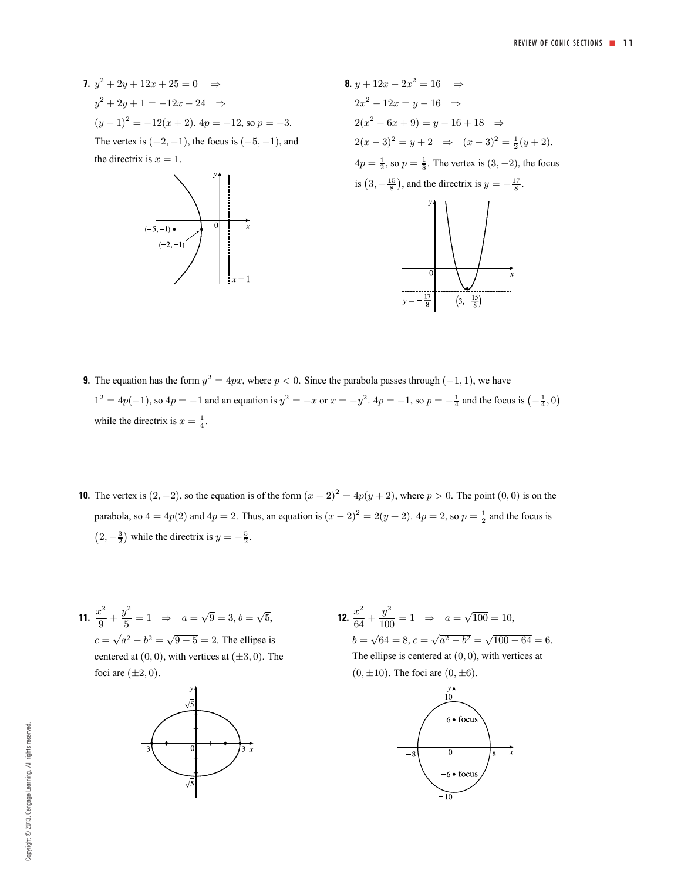**7.** $y^2 + 2y + 12x + 25 = 0 \quad \Rightarrow$

$y^2 + 2y + 1 = -12x - 24 \quad \Rightarrow$

$(y+1)^2 = -12(x+2)$. $4p = -12$, so $p = -3$.

The vertex is $(-2, -1)$, the focus is $(-5, -1)$, and the directrix is $x = 1$.

**8.** $y + 12x - 2x^2 = 16 \quad \Rightarrow$

$2x^2 - 12x = y - 16 \quad \Rightarrow$

$2(x^2 - 6x + 9) = y - 16 + 18 \quad \Rightarrow$

$2(x-3)^2 = y + 2 \quad \Rightarrow \quad (x-3)^2 = \frac{1}{2}(y+2)$.

$4p = \frac{1}{2}$, so $p = \frac{1}{8}$. The vertex is $(3, -2)$, the focus is $\left(3, -\frac{15}{8}\right)$, and the directrix is $y = -\frac{17}{8}$.

**9.** The equation has the form $y^2 = 4px$, where $p < 0$. Since the parabola passes through $(-1, 1)$, we have $1^2 = 4p(-1)$, so $4p = -1$ and an equation is $y^2 = -x$ or $x = -y^2$. $4p = -1$, so $p = -\frac{1}{4}$ and the focus is $\left(-\frac{1}{4}, 0\right)$ while the directrix is $x = \frac{1}{4}$.

**10.** The vertex is $(2, -2)$, so the equation is of the form $(x-2)^2 = 4p(y+2)$, where $p > 0$. The point $(0, 0)$ is on the parabola, so $4 = 4p(2)$ and $4p = 2$. Thus, an equation is $(x-2)^2 = 2(y+2)$. $4p = 2$, so $p = \frac{1}{2}$ and the focus is $\left(2, -\frac{3}{2}\right)$ while the directrix is $y = -\frac{5}{2}$.

**11.** $\dfrac{x^2}{9} + \dfrac{y^2}{5} = 1 \quad \Rightarrow \quad a = \sqrt{9} = 3, b = \sqrt{5}$,

$c = \sqrt{a^2 - b^2} = \sqrt{9 - 5} = 2$. The ellipse is centered at $(0, 0)$, with vertices at $(\pm 3, 0)$. The foci are $(\pm 2, 0)$.

**12.** $\dfrac{x^2}{64} + \dfrac{y^2}{100} = 1 \quad \Rightarrow \quad a = \sqrt{100} = 10$,

$b = \sqrt{64} = 8$, $c = \sqrt{a^2 - b^2} = \sqrt{100 - 64} = 6$.

The ellipse is centered at $(0, 0)$, with vertices at $(0, \pm 10)$. The foci are $(0, \pm 6)$.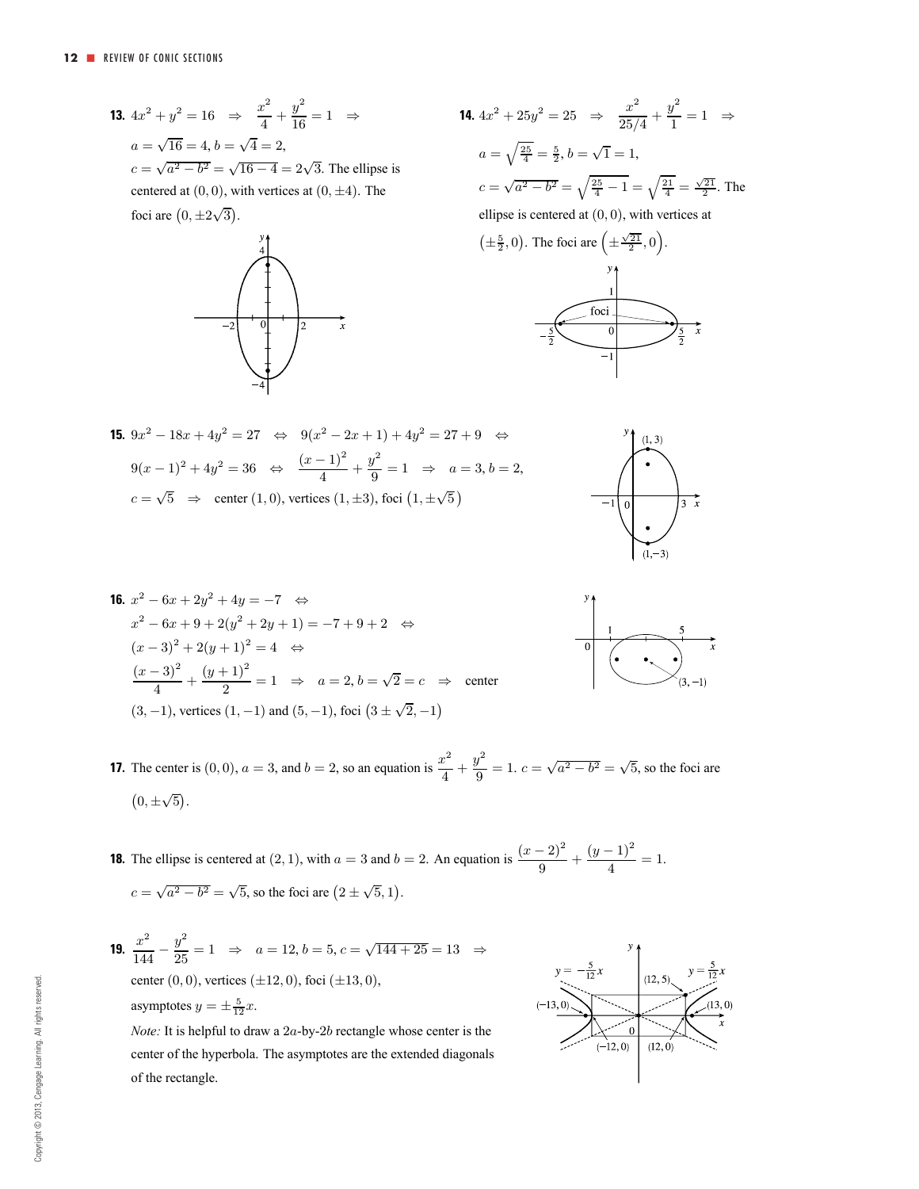**13.** $4x^2 + y^2 = 16 \;\Rightarrow\; \dfrac{x^2}{4} + \dfrac{y^2}{16} = 1 \;\Rightarrow$
$a = \sqrt{16} = 4$, $b = \sqrt{4} = 2$,
$c = \sqrt{a^2 - b^2} = \sqrt{16 - 4} = 2\sqrt{3}$. The ellipse is centered at $(0, 0)$, with vertices at $(0, \pm 4)$. The foci are $(0, \pm 2\sqrt{3})$.

**14.** $4x^2 + 25y^2 = 25 \;\Rightarrow\; \dfrac{x^2}{25/4} + \dfrac{y^2}{1} = 1 \;\Rightarrow$
$a = \sqrt{\frac{25}{4}} = \frac{5}{2}$, $b = \sqrt{1} = 1$,
$c = \sqrt{a^2 - b^2} = \sqrt{\frac{25}{4} - 1} = \sqrt{\frac{21}{4}} = \frac{\sqrt{21}}{2}$. The ellipse is centered at $(0, 0)$, with vertices at $\left(\pm \frac{5}{2}, 0\right)$. The foci are $\left(\pm \frac{\sqrt{21}}{2}, 0\right)$.

**15.** $9x^2 - 18x + 4y^2 = 27 \;\Leftrightarrow\; 9(x^2 - 2x + 1) + 4y^2 = 27 + 9 \;\Leftrightarrow$
$9(x-1)^2 + 4y^2 = 36 \;\Leftrightarrow\; \dfrac{(x-1)^2}{4} + \dfrac{y^2}{9} = 1 \;\Rightarrow\; a = 3, b = 2,$
$c = \sqrt{5} \;\Rightarrow\;$ center $(1, 0)$, vertices $(1, \pm 3)$, foci $\left(1, \pm\sqrt{5}\right)$

**16.** $x^2 - 6x + 2y^2 + 4y = -7 \;\Leftrightarrow$
$x^2 - 6x + 9 + 2(y^2 + 2y + 1) = -7 + 9 + 2 \;\Leftrightarrow$
$(x-3)^2 + 2(y+1)^2 = 4 \;\Leftrightarrow$
$\dfrac{(x-3)^2}{4} + \dfrac{(y+1)^2}{2} = 1 \;\Rightarrow\; a = 2, b = \sqrt{2} = c \;\Rightarrow\;$ center $(3, -1)$, vertices $(1, -1)$ and $(5, -1)$, foci $\left(3 \pm \sqrt{2}, -1\right)$

**17.** The center is $(0, 0)$, $a = 3$, and $b = 2$, so an equation is $\dfrac{x^2}{4} + \dfrac{y^2}{9} = 1$. $c = \sqrt{a^2 - b^2} = \sqrt{5}$, so the foci are $\left(0, \pm\sqrt{5}\right)$.

**18.** The ellipse is centered at $(2, 1)$, with $a = 3$ and $b = 2$. An equation is $\dfrac{(x-2)^2}{9} + \dfrac{(y-1)^2}{4} = 1$.
$c = \sqrt{a^2 - b^2} = \sqrt{5}$, so the foci are $\left(2 \pm \sqrt{5}, 1\right)$.

**19.** $\dfrac{x^2}{144} - \dfrac{y^2}{25} = 1 \;\Rightarrow\; a = 12, b = 5, c = \sqrt{144 + 25} = 13 \;\Rightarrow$
center $(0, 0)$, vertices $(\pm 12, 0)$, foci $(\pm 13, 0)$, asymptotes $y = \pm \frac{5}{12}x$.
*Note:* It is helpful to draw a $2a$-by-$2b$ rectangle whose center is the center of the hyperbola. The asymptotes are the extended diagonals of the rectangle.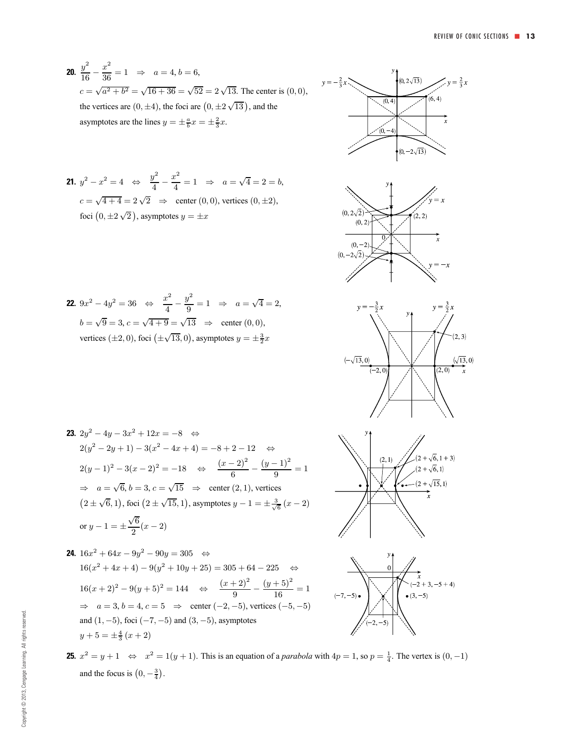**20.** $\dfrac{y^2}{16} - \dfrac{x^2}{36} = 1 \quad \Rightarrow \quad a = 4, b = 6,$
$c = \sqrt{a^2 + b^2} = \sqrt{16 + 36} = \sqrt{52} = 2\sqrt{13}$. The center is $(0, 0)$, the vertices are $(0, \pm 4)$, the foci are $\left(0, \pm 2\sqrt{13}\right)$, and the asymptotes are the lines $y = \pm \frac{a}{b}x = \pm \frac{2}{3}x$.

**21.** $y^2 - x^2 = 4 \quad \Leftrightarrow \quad \dfrac{y^2}{4} - \dfrac{x^2}{4} = 1 \quad \Rightarrow \quad a = \sqrt{4} = 2 = b,$
$c = \sqrt{4 + 4} = 2\sqrt{2} \quad \Rightarrow \quad$ center $(0, 0)$, vertices $(0, \pm 2)$, foci $\left(0, \pm 2\sqrt{2}\right)$, asymptotes $y = \pm x$

**22.** $9x^2 - 4y^2 = 36 \quad \Leftrightarrow \quad \dfrac{x^2}{4} - \dfrac{y^2}{9} = 1 \quad \Rightarrow \quad a = \sqrt{4} = 2,$
$b = \sqrt{9} = 3, c = \sqrt{4 + 9} = \sqrt{13} \quad \Rightarrow \quad$ center $(0, 0)$, vertices $(\pm 2, 0)$, foci $\left(\pm\sqrt{13}, 0\right)$, asymptotes $y = \pm \frac{3}{2}x$

**23.** $2y^2 - 4y - 3x^2 + 12x = -8 \quad \Leftrightarrow$
$2(y^2 - 2y + 1) - 3(x^2 - 4x + 4) = -8 + 2 - 12 \quad \Leftrightarrow$
$2(y - 1)^2 - 3(x - 2)^2 = -18 \quad \Leftrightarrow \quad \dfrac{(x - 2)^2}{6} - \dfrac{(y - 1)^2}{9} = 1$
$\Rightarrow \quad a = \sqrt{6}, b = 3, c = \sqrt{15} \quad \Rightarrow \quad$ center $(2, 1)$, vertices $\left(2 \pm \sqrt{6}, 1\right)$, foci $\left(2 \pm \sqrt{15}, 1\right)$, asymptotes $y - 1 = \pm \frac{3}{\sqrt{6}}(x - 2)$ or $y - 1 = \pm \dfrac{\sqrt{6}}{2}(x - 2)$

**24.** $16x^2 + 64x - 9y^2 - 90y = 305 \quad \Leftrightarrow$
$16(x^2 + 4x + 4) - 9(y^2 + 10y + 25) = 305 + 64 - 225 \quad \Leftrightarrow$
$16(x + 2)^2 - 9(y + 5)^2 = 144 \quad \Leftrightarrow \quad \dfrac{(x + 2)^2}{9} - \dfrac{(y + 5)^2}{16} = 1$
$\Rightarrow \quad a = 3, b = 4, c = 5 \quad \Rightarrow \quad$ center $(-2, -5)$, vertices $(-5, -5)$ and $(1, -5)$, foci $(-7, -5)$ and $(3, -5)$, asymptotes $y + 5 = \pm \frac{4}{3}(x + 2)$

**25.** $x^2 = y + 1 \quad \Leftrightarrow \quad x^2 = 1(y + 1)$. This is an equation of a *parabola* with $4p = 1$, so $p = \frac{1}{4}$. The vertex is $(0, -1)$ and the focus is $\left(0, -\frac{3}{4}\right)$.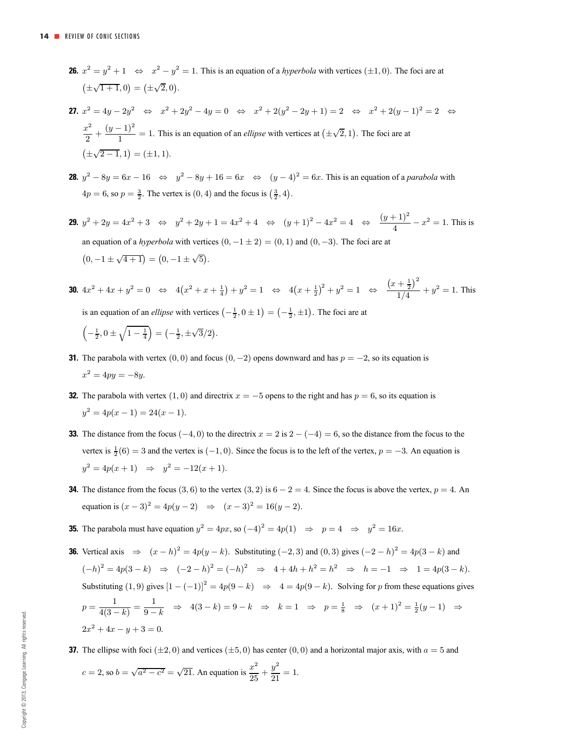**26.** $x^2 = y^2 + 1 \quad \Leftrightarrow \quad x^2 - y^2 = 1$. This is an equation of a *hyperbola* with vertices $(\pm 1, 0)$. The foci are at $\left(\pm\sqrt{1+1}, 0\right) = \left(\pm\sqrt{2}, 0\right)$.

**27.** $x^2 = 4y - 2y^2 \quad \Leftrightarrow \quad x^2 + 2y^2 - 4y = 0 \quad \Leftrightarrow \quad x^2 + 2(y^2 - 2y + 1) = 2 \quad \Leftrightarrow \quad x^2 + 2(y-1)^2 = 2 \quad \Leftrightarrow$ $\dfrac{x^2}{2} + \dfrac{(y-1)^2}{1} = 1$. This is an equation of an *ellipse* with vertices at $\left(\pm\sqrt{2}, 1\right)$. The foci are at $\left(\pm\sqrt{2-1}, 1\right) = (\pm 1, 1)$.

**28.** $y^2 - 8y = 6x - 16 \quad \Leftrightarrow \quad y^2 - 8y + 16 = 6x \quad \Leftrightarrow \quad (y-4)^2 = 6x$. This is an equation of a *parabola* with $4p = 6$, so $p = \frac{3}{2}$. The vertex is $(0, 4)$ and the focus is $\left(\frac{3}{2}, 4\right)$.

**29.** $y^2 + 2y = 4x^2 + 3 \quad \Leftrightarrow \quad y^2 + 2y + 1 = 4x^2 + 4 \quad \Leftrightarrow \quad (y+1)^2 - 4x^2 = 4 \quad \Leftrightarrow \quad \dfrac{(y+1)^2}{4} - x^2 = 1$. This is an equation of a *hyperbola* with vertices $(0, -1 \pm 2) = (0, 1)$ and $(0, -3)$. The foci are at $\left(0, -1 \pm \sqrt{4+1}\right) = \left(0, -1 \pm \sqrt{5}\right)$.

**30.** $4x^2 + 4x + y^2 = 0 \quad \Leftrightarrow \quad 4\left(x^2 + x + \frac{1}{4}\right) + y^2 = 1 \quad \Leftrightarrow \quad 4\left(x + \frac{1}{2}\right)^2 + y^2 = 1 \quad \Leftrightarrow \quad \dfrac{\left(x + \frac{1}{2}\right)^2}{1/4} + y^2 = 1$. This is an equation of an *ellipse* with vertices $\left(-\frac{1}{2}, 0 \pm 1\right) = \left(-\frac{1}{2}, \pm 1\right)$. The foci are at $\left(-\frac{1}{2}, 0 \pm \sqrt{1 - \frac{1}{4}}\right) = \left(-\frac{1}{2}, \pm\sqrt{3}/2\right)$.

**31.** The parabola with vertex $(0, 0)$ and focus $(0, -2)$ opens downward and has $p = -2$, so its equation is $x^2 = 4py = -8y$.

**32.** The parabola with vertex $(1, 0)$ and directrix $x = -5$ opens to the right and has $p = 6$, so its equation is $y^2 = 4p(x-1) = 24(x-1)$.

**33.** The distance from the focus $(-4, 0)$ to the directrix $x = 2$ is $2 - (-4) = 6$, so the distance from the focus to the vertex is $\frac{1}{2}(6) = 3$ and the vertex is $(-1, 0)$. Since the focus is to the left of the vertex, $p = -3$. An equation is $y^2 = 4p(x+1) \quad \Rightarrow \quad y^2 = -12(x+1)$.

**34.** The distance from the focus $(3, 6)$ to the vertex $(3, 2)$ is $6 - 2 = 4$. Since the focus is above the vertex, $p = 4$. An equation is $(x-3)^2 = 4p(y-2) \quad \Rightarrow \quad (x-3)^2 = 16(y-2)$.

**35.** The parabola must have equation $y^2 = 4px$, so $(-4)^2 = 4p(1) \quad \Rightarrow \quad p = 4 \quad \Rightarrow \quad y^2 = 16x$.

**36.** Vertical axis $\Rightarrow \quad (x-h)^2 = 4p(y-k)$. Substituting $(-2, 3)$ and $(0, 3)$ gives $(-2-h)^2 = 4p(3-k)$ and $(-h)^2 = 4p(3-k) \quad \Rightarrow \quad (-2-h)^2 = (-h)^2 \quad \Rightarrow \quad 4 + 4h + h^2 = h^2 \quad \Rightarrow \quad h = -1 \quad \Rightarrow \quad 1 = 4p(3-k)$. Substituting $(1, 9)$ gives $[1 - (-1)]^2 = 4p(9-k) \quad \Rightarrow \quad 4 = 4p(9-k)$. Solving for $p$ from these equations gives $p = \dfrac{1}{4(3-k)} = \dfrac{1}{9-k} \quad \Rightarrow \quad 4(3-k) = 9-k \quad \Rightarrow \quad k = 1 \quad \Rightarrow \quad p = \frac{1}{8} \quad \Rightarrow \quad (x+1)^2 = \frac{1}{2}(y-1) \quad \Rightarrow$ $2x^2 + 4x - y + 3 = 0$.

**37.** The ellipse with foci $(\pm 2, 0)$ and vertices $(\pm 5, 0)$ has center $(0, 0)$ and a horizontal major axis, with $a = 5$ and $c = 2$, so $b = \sqrt{a^2 - c^2} = \sqrt{21}$. An equation is $\dfrac{x^2}{25} + \dfrac{y^2}{21} = 1$.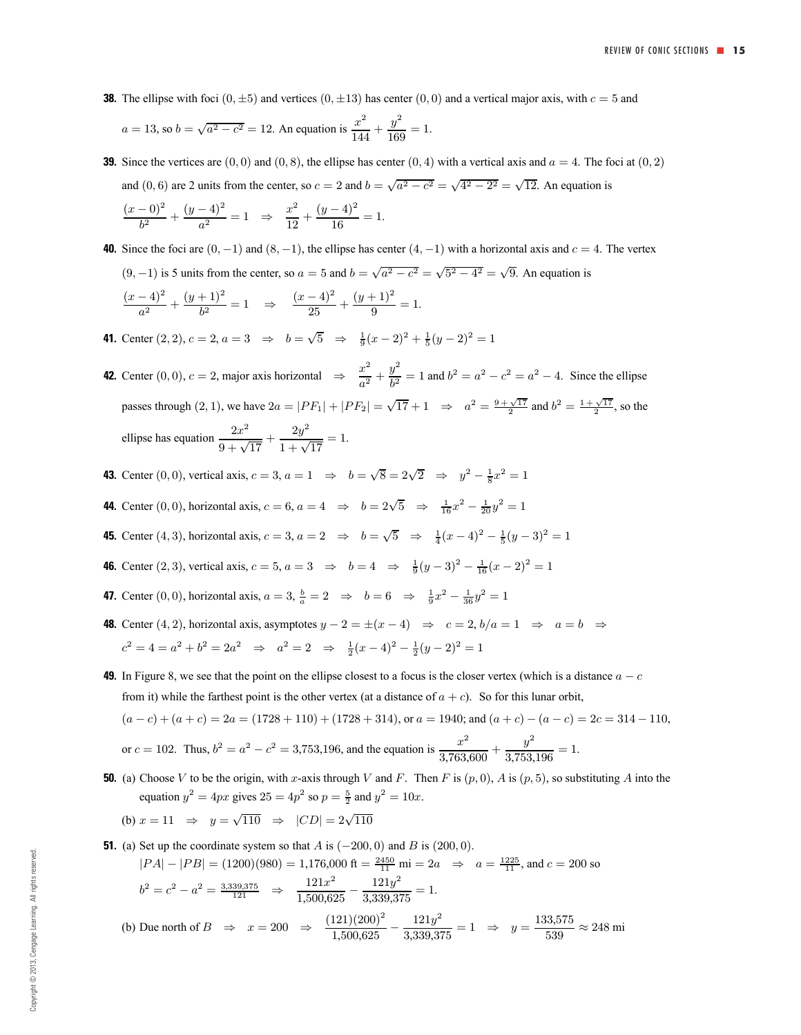**38.** The ellipse with foci $(0, \pm 5)$ and vertices $(0, \pm 13)$ has center $(0, 0)$ and a vertical major axis, with $c = 5$ and $a = 13$, so $b = \sqrt{a^2 - c^2} = 12$. An equation is $\dfrac{x^2}{144} + \dfrac{y^2}{169} = 1$.

**39.** Since the vertices are $(0, 0)$ and $(0, 8)$, the ellipse has center $(0, 4)$ with a vertical axis and $a = 4$. The foci at $(0, 2)$ and $(0, 6)$ are 2 units from the center, so $c = 2$ and $b = \sqrt{a^2 - c^2} = \sqrt{4^2 - 2^2} = \sqrt{12}$. An equation is

$$\frac{(x-0)^2}{b^2} + \frac{(y-4)^2}{a^2} = 1 \quad \Rightarrow \quad \frac{x^2}{12} + \frac{(y-4)^2}{16} = 1.$$

**40.** Since the foci are $(0, -1)$ and $(8, -1)$, the ellipse has center $(4, -1)$ with a horizontal axis and $c = 4$. The vertex $(9, -1)$ is 5 units from the center, so $a = 5$ and $b = \sqrt{a^2 - c^2} = \sqrt{5^2 - 4^2} = \sqrt{9}$. An equation is

$$\frac{(x-4)^2}{a^2} + \frac{(y+1)^2}{b^2} = 1 \quad \Rightarrow \quad \frac{(x-4)^2}{25} + \frac{(y+1)^2}{9} = 1.$$

**41.** Center $(2, 2)$, $c = 2$, $a = 3 \;\Rightarrow\; b = \sqrt{5} \;\Rightarrow\; \frac{1}{9}(x-2)^2 + \frac{1}{5}(y-2)^2 = 1$

**42.** Center $(0, 0)$, $c = 2$, major axis horizontal $\;\Rightarrow\; \dfrac{x^2}{a^2} + \dfrac{y^2}{b^2} = 1$ and $b^2 = a^2 - c^2 = a^2 - 4$. Since the ellipse passes through $(2, 1)$, we have $2a = |PF_1| + |PF_2| = \sqrt{17} + 1 \;\Rightarrow\; a^2 = \frac{9 + \sqrt{17}}{2}$ and $b^2 = \frac{1 + \sqrt{17}}{2}$, so the ellipse has equation $\dfrac{2x^2}{9 + \sqrt{17}} + \dfrac{2y^2}{1 + \sqrt{17}} = 1$.

**43.** Center $(0, 0)$, vertical axis, $c = 3$, $a = 1 \;\Rightarrow\; b = \sqrt{8} = 2\sqrt{2} \;\Rightarrow\; y^2 - \frac{1}{8}x^2 = 1$

**44.** Center $(0, 0)$, horizontal axis, $c = 6$, $a = 4 \;\Rightarrow\; b = 2\sqrt{5} \;\Rightarrow\; \frac{1}{16}x^2 - \frac{1}{20}y^2 = 1$

**45.** Center $(4, 3)$, horizontal axis, $c = 3$, $a = 2 \;\Rightarrow\; b = \sqrt{5} \;\Rightarrow\; \frac{1}{4}(x-4)^2 - \frac{1}{5}(y-3)^2 = 1$

**46.** Center $(2, 3)$, vertical axis, $c = 5$, $a = 3 \;\Rightarrow\; b = 4 \;\Rightarrow\; \frac{1}{9}(y-3)^2 - \frac{1}{16}(x-2)^2 = 1$

**47.** Center $(0, 0)$, horizontal axis, $a = 3$, $\frac{b}{a} = 2 \;\Rightarrow\; b = 6 \;\Rightarrow\; \frac{1}{9}x^2 - \frac{1}{36}y^2 = 1$

**48.** Center $(4, 2)$, horizontal axis, asymptotes $y - 2 = \pm(x - 4) \;\Rightarrow\; c = 2$, $b/a = 1 \;\Rightarrow\; a = b \;\Rightarrow$ $c^2 = 4 = a^2 + b^2 = 2a^2 \;\Rightarrow\; a^2 = 2 \;\Rightarrow\; \frac{1}{2}(x-4)^2 - \frac{1}{2}(y-2)^2 = 1$

**49.** In Figure 8, we see that the point on the ellipse closest to a focus is the closer vertex (which is a distance $a - c$ from it) while the farthest point is the other vertex (at a distance of $a + c$). So for this lunar orbit, $(a - c) + (a + c) = 2a = (1728 + 110) + (1728 + 314)$, or $a = 1940$; and $(a + c) - (a - c) = 2c = 314 - 110$, or $c = 102$. Thus, $b^2 = a^2 - c^2 = 3{,}753{,}196$, and the equation is $\dfrac{x^2}{3{,}763{,}600} + \dfrac{y^2}{3{,}753{,}196} = 1$.

**50.** (a) Choose $V$ to be the origin, with $x$-axis through $V$ and $F$. Then $F$ is $(p, 0)$, $A$ is $(p, 5)$, so substituting $A$ into the equation $y^2 = 4px$ gives $25 = 4p^2$ so $p = \frac{5}{2}$ and $y^2 = 10x$.

(b) $x = 11 \;\Rightarrow\; y = \sqrt{110} \;\Rightarrow\; |CD| = 2\sqrt{110}$

**51.** (a) Set up the coordinate system so that $A$ is $(-200, 0)$ and $B$ is $(200, 0)$.

$|PA| - |PB| = (1200)(980) = 1{,}176{,}000 \text{ ft} = \frac{2450}{11} \text{ mi} = 2a \;\Rightarrow\; a = \frac{1225}{11}$, and $c = 200$ so

$b^2 = c^2 - a^2 = \frac{3{,}339{,}375}{121} \;\Rightarrow\; \dfrac{121x^2}{1{,}500{,}625} - \dfrac{121y^2}{3{,}339{,}375} = 1.$

(b) Due north of $B \;\Rightarrow\; x = 200 \;\Rightarrow\; \dfrac{(121)(200)^2}{1{,}500{,}625} - \dfrac{121y^2}{3{,}339{,}375} = 1 \;\Rightarrow\; y = \dfrac{133{,}575}{539} \approx 248 \text{ mi}$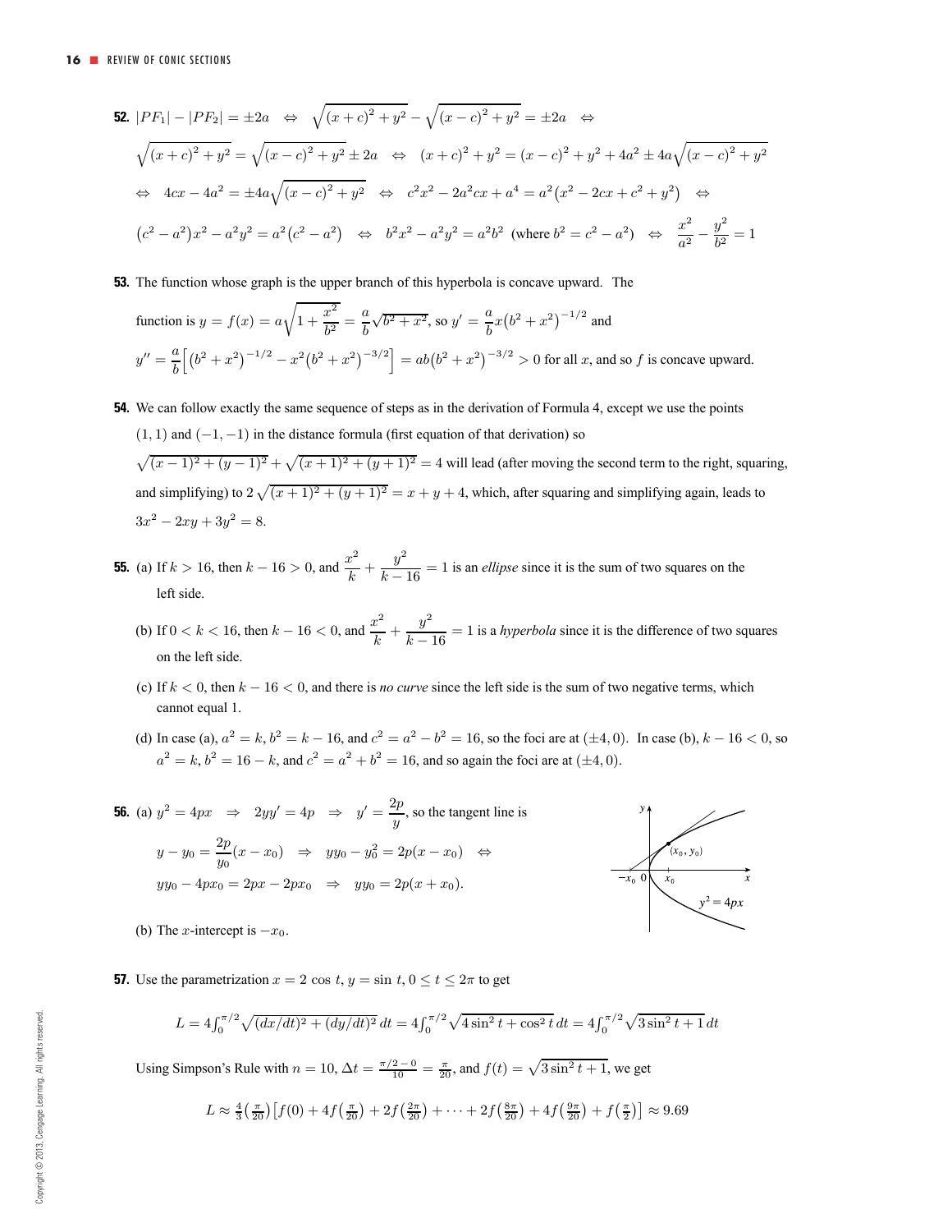**52.** $|PF_1| - |PF_2| = \pm 2a \quad \Leftrightarrow \quad \sqrt{(x+c)^2 + y^2} - \sqrt{(x-c)^2 + y^2} = \pm 2a \quad \Leftrightarrow$

$\sqrt{(x+c)^2 + y^2} = \sqrt{(x-c)^2 + y^2} \pm 2a \quad \Leftrightarrow \quad (x+c)^2 + y^2 = (x-c)^2 + y^2 + 4a^2 \pm 4a\sqrt{(x-c)^2 + y^2}$

$\Leftrightarrow \quad 4cx - 4a^2 = \pm 4a\sqrt{(x-c)^2 + y^2} \quad \Leftrightarrow \quad c^2x^2 - 2a^2cx + a^4 = a^2(x^2 - 2cx + c^2 + y^2) \quad \Leftrightarrow$

$(c^2 - a^2)x^2 - a^2y^2 = a^2(c^2 - a^2) \quad \Leftrightarrow \quad b^2x^2 - a^2y^2 = a^2b^2$ (where $b^2 = c^2 - a^2$) $\quad \Leftrightarrow \quad \dfrac{x^2}{a^2} - \dfrac{y^2}{b^2} = 1$

**53.** The function whose graph is the upper branch of this hyperbola is concave upward. The function is $y = f(x) = a\sqrt{1 + \dfrac{x^2}{b^2}} = \dfrac{a}{b}\sqrt{b^2 + x^2}$, so $y' = \dfrac{a}{b}x(b^2 + x^2)^{-1/2}$ and

$y'' = \dfrac{a}{b}\left[(b^2 + x^2)^{-1/2} - x^2(b^2 + x^2)^{-3/2}\right] = ab(b^2 + x^2)^{-3/2} > 0$ for all $x$, and so $f$ is concave upward.

**54.** We can follow exactly the same sequence of steps as in the derivation of Formula 4, except we use the points $(1, 1)$ and $(-1, -1)$ in the distance formula (first equation of that derivation) so $\sqrt{(x-1)^2 + (y-1)^2} + \sqrt{(x+1)^2 + (y+1)^2} = 4$ will lead (after moving the second term to the right, squaring, and simplifying) to $2\sqrt{(x+1)^2 + (y+1)^2} = x + y + 4$, which, after squaring and simplifying again, leads to $3x^2 - 2xy + 3y^2 = 8$.

**55.** (a) If $k > 16$, then $k - 16 > 0$, and $\dfrac{x^2}{k} + \dfrac{y^2}{k-16} = 1$ is an *ellipse* since it is the sum of two squares on the left side.

(b) If $0 < k < 16$, then $k - 16 < 0$, and $\dfrac{x^2}{k} + \dfrac{y^2}{k-16} = 1$ is a *hyperbola* since it is the difference of two squares on the left side.

(c) If $k < 0$, then $k - 16 < 0$, and there is *no curve* since the left side is the sum of two negative terms, which cannot equal 1.

(d) In case (a), $a^2 = k$, $b^2 = k - 16$, and $c^2 = a^2 - b^2 = 16$, so the foci are at $(\pm 4, 0)$. In case (b), $k - 16 < 0$, so $a^2 = k$, $b^2 = 16 - k$, and $c^2 = a^2 + b^2 = 16$, and so again the foci are at $(\pm 4, 0)$.

**56.** (a) $y^2 = 4px \quad \Rightarrow \quad 2yy' = 4p \quad \Rightarrow \quad y' = \dfrac{2p}{y}$, so the tangent line is

$y - y_0 = \dfrac{2p}{y_0}(x - x_0) \quad \Rightarrow \quad yy_0 - y_0^2 = 2p(x - x_0) \quad \Leftrightarrow$

$yy_0 - 4px_0 = 2px - 2px_0 \quad \Rightarrow \quad yy_0 = 2p(x + x_0)$.

(b) The $x$-intercept is $-x_0$.

**57.** Use the parametrization $x = 2\cos t$, $y = \sin t$, $0 \le t \le 2\pi$ to get

$$L = 4\int_0^{\pi/2} \sqrt{(dx/dt)^2 + (dy/dt)^2}\,dt = 4\int_0^{\pi/2} \sqrt{4\sin^2 t + \cos^2 t}\,dt = 4\int_0^{\pi/2} \sqrt{3\sin^2 t + 1}\,dt$$

Using Simpson's Rule with $n = 10$, $\Delta t = \frac{\pi/2 - 0}{10} = \frac{\pi}{20}$, and $f(t) = \sqrt{3\sin^2 t + 1}$, we get

$$L \approx \tfrac{4}{3}\left(\tfrac{\pi}{20}\right)\left[f(0) + 4f\left(\tfrac{\pi}{20}\right) + 2f\left(\tfrac{2\pi}{20}\right) + \cdots + 2f\left(\tfrac{8\pi}{20}\right) + 4f\left(\tfrac{9\pi}{20}\right) + f\left(\tfrac{\pi}{2}\right)\right] \approx 9.69$$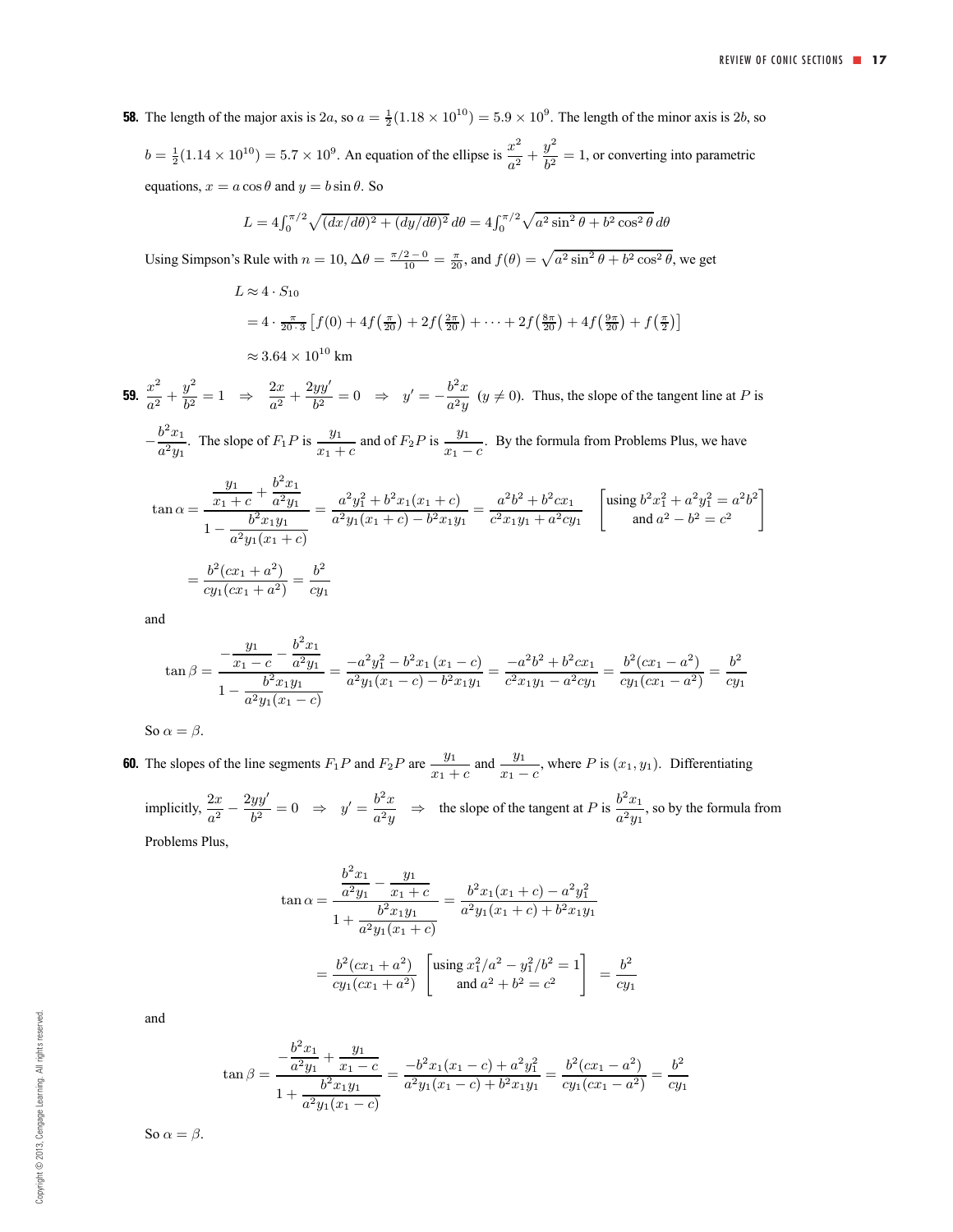**58.** The length of the major axis is $2a$, so $a = \frac{1}{2}(1.18 \times 10^{10}) = 5.9 \times 10^9$. The length of the minor axis is $2b$, so $b = \frac{1}{2}(1.14 \times 10^{10}) = 5.7 \times 10^9$. An equation of the ellipse is $\dfrac{x^2}{a^2} + \dfrac{y^2}{b^2} = 1$, or converting into parametric equations, $x = a\cos\theta$ and $y = b\sin\theta$. So

$$L = 4\int_0^{\pi/2} \sqrt{(dx/d\theta)^2 + (dy/d\theta)^2}\,d\theta = 4\int_0^{\pi/2} \sqrt{a^2\sin^2\theta + b^2\cos^2\theta}\,d\theta$$

Using Simpson's Rule with $n = 10$, $\Delta\theta = \frac{\pi/2 - 0}{10} = \frac{\pi}{20}$, and $f(\theta) = \sqrt{a^2\sin^2\theta + b^2\cos^2\theta}$, we get

$$\begin{aligned} L &\approx 4 \cdot S_{10} \\ &= 4 \cdot \tfrac{\pi}{20 \cdot 3}\left[f(0) + 4f\left(\tfrac{\pi}{20}\right) + 2f\left(\tfrac{2\pi}{20}\right) + \cdots + 2f\left(\tfrac{8\pi}{20}\right) + 4f\left(\tfrac{9\pi}{20}\right) + f\left(\tfrac{\pi}{2}\right)\right] \\ &\approx 3.64 \times 10^{10}\text{ km} \end{aligned}$$

**59.** $\dfrac{x^2}{a^2} + \dfrac{y^2}{b^2} = 1 \;\Rightarrow\; \dfrac{2x}{a^2} + \dfrac{2yy'}{b^2} = 0 \;\Rightarrow\; y' = -\dfrac{b^2x}{a^2y}$ $(y \neq 0)$. Thus, the slope of the tangent line at $P$ is $-\dfrac{b^2x_1}{a^2y_1}$. The slope of $F_1P$ is $\dfrac{y_1}{x_1 + c}$ and of $F_2P$ is $\dfrac{y_1}{x_1 - c}$. By the formula from Problems Plus, we have

$$\tan\alpha = \frac{\dfrac{y_1}{x_1 + c} + \dfrac{b^2x_1}{a^2y_1}}{1 - \dfrac{b^2x_1y_1}{a^2y_1(x_1 + c)}} = \frac{a^2y_1^2 + b^2x_1(x_1 + c)}{a^2y_1(x_1 + c) - b^2x_1y_1} = \frac{a^2b^2 + b^2cx_1}{c^2x_1y_1 + a^2cy_1} \quad \left[\begin{array}{c}\text{using } b^2x_1^2 + a^2y_1^2 = a^2b^2 \\ \text{and } a^2 - b^2 = c^2\end{array}\right]$$

$$= \frac{b^2(cx_1 + a^2)}{cy_1(cx_1 + a^2)} = \frac{b^2}{cy_1}$$

and

$$\tan\beta = \frac{-\dfrac{y_1}{x_1 - c} - \dfrac{b^2x_1}{a^2y_1}}{1 - \dfrac{b^2x_1y_1}{a^2y_1(x_1 - c)}} = \frac{-a^2y_1^2 - b^2x_1(x_1 - c)}{a^2y_1(x_1 - c) - b^2x_1y_1} = \frac{-a^2b^2 + b^2cx_1}{c^2x_1y_1 - a^2cy_1} = \frac{b^2(cx_1 - a^2)}{cy_1(cx_1 - a^2)} = \frac{b^2}{cy_1}$$

So $\alpha = \beta$.

**60.** The slopes of the line segments $F_1P$ and $F_2P$ are $\dfrac{y_1}{x_1 + c}$ and $\dfrac{y_1}{x_1 - c}$, where $P$ is $(x_1, y_1)$. Differentiating implicitly, $\dfrac{2x}{a^2} - \dfrac{2yy'}{b^2} = 0 \;\Rightarrow\; y' = \dfrac{b^2x}{a^2y} \;\Rightarrow\;$ the slope of the tangent at $P$ is $\dfrac{b^2x_1}{a^2y_1}$, so by the formula from Problems Plus,

$$\tan\alpha = \frac{\dfrac{b^2x_1}{a^2y_1} - \dfrac{y_1}{x_1 + c}}{1 + \dfrac{b^2x_1y_1}{a^2y_1(x_1 + c)}} = \frac{b^2x_1(x_1 + c) - a^2y_1^2}{a^2y_1(x_1 + c) + b^2x_1y_1}$$

$$= \frac{b^2(cx_1 + a^2)}{cy_1(cx_1 + a^2)} \quad \left[\begin{array}{c}\text{using } x_1^2/a^2 - y_1^2/b^2 = 1 \\ \text{and } a^2 + b^2 = c^2\end{array}\right] = \frac{b^2}{cy_1}$$

and

$$\tan\beta = \frac{-\dfrac{b^2x_1}{a^2y_1} + \dfrac{y_1}{x_1 - c}}{1 + \dfrac{b^2x_1y_1}{a^2y_1(x_1 - c)}} = \frac{-b^2x_1(x_1 - c) + a^2y_1^2}{a^2y_1(x_1 - c) + b^2x_1y_1} = \frac{b^2(cx_1 - a^2)}{cy_1(cx_1 - a^2)} = \frac{b^2}{cy_1}$$

So $\alpha = \beta$.